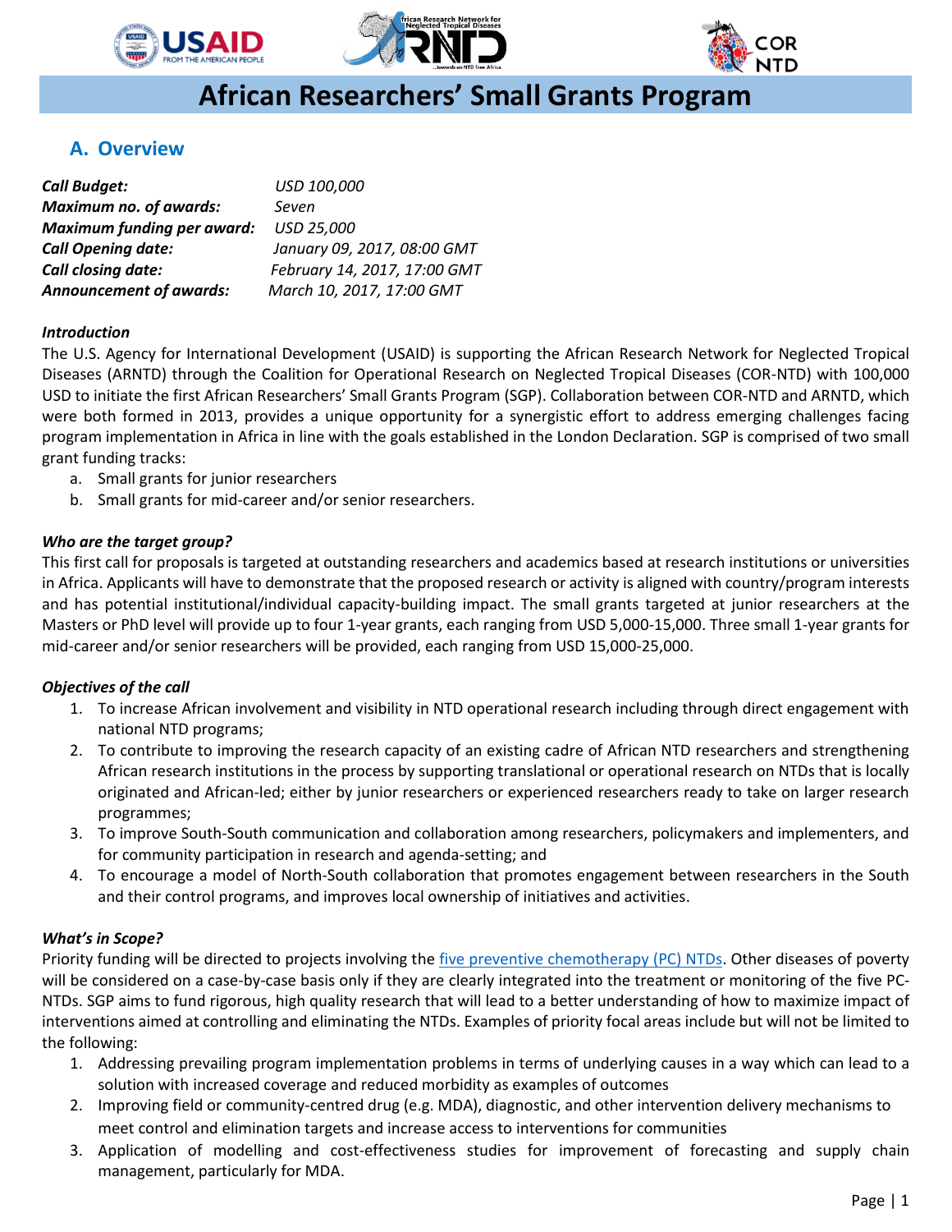# African Researchers' Small Grants Program

## A. Overview

***Call Budget:*** *USD 100,000*
***Maximum no. of awards:*** *Seven*
***Maximum funding per award:*** *USD 25,000*
***Call Opening date:*** *January 09, 2017, 08:00 GMT*
***Call closing date:*** *February 14, 2017, 17:00 GMT*
***Announcement of awards:*** *March 10, 2017, 17:00 GMT*

***Introduction***

The U.S. Agency for International Development (USAID) is supporting the African Research Network for Neglected Tropical Diseases (ARNTD) through the Coalition for Operational Research on Neglected Tropical Diseases (COR-NTD) with 100,000 USD to initiate the first African Researchers' Small Grants Program (SGP). Collaboration between COR-NTD and ARNTD, which were both formed in 2013, provides a unique opportunity for a synergistic effort to address emerging challenges facing program implementation in Africa in line with the goals established in the London Declaration. SGP is comprised of two small grant funding tracks:

a. Small grants for junior researchers
b. Small grants for mid-career and/or senior researchers.

***Who are the target group?***

This first call for proposals is targeted at outstanding researchers and academics based at research institutions or universities in Africa. Applicants will have to demonstrate that the proposed research or activity is aligned with country/program interests and has potential institutional/individual capacity-building impact. The small grants targeted at junior researchers at the Masters or PhD level will provide up to four 1-year grants, each ranging from USD 5,000-15,000. Three small 1-year grants for mid-career and/or senior researchers will be provided, each ranging from USD 15,000-25,000.

***Objectives of the call***

1. To increase African involvement and visibility in NTD operational research including through direct engagement with national NTD programs;
2. To contribute to improving the research capacity of an existing cadre of African NTD researchers and strengthening African research institutions in the process by supporting translational or operational research on NTDs that is locally originated and African-led; either by junior researchers or experienced researchers ready to take on larger research programmes;
3. To improve South-South communication and collaboration among researchers, policymakers and implementers, and for community participation in research and agenda-setting; and
4. To encourage a model of North-South collaboration that promotes engagement between researchers in the South and their control programs, and improves local ownership of initiatives and activities.

***What's in Scope?***

Priority funding will be directed to projects involving the five preventive chemotherapy (PC) NTDs. Other diseases of poverty will be considered on a case-by-case basis only if they are clearly integrated into the treatment or monitoring of the five PC-NTDs. SGP aims to fund rigorous, high quality research that will lead to a better understanding of how to maximize impact of interventions aimed at controlling and eliminating the NTDs. Examples of priority focal areas include but will not be limited to the following:

1. Addressing prevailing program implementation problems in terms of underlying causes in a way which can lead to a solution with increased coverage and reduced morbidity as examples of outcomes
2. Improving field or community-centred drug (e.g. MDA), diagnostic, and other intervention delivery mechanisms to meet control and elimination targets and increase access to interventions for communities
3. Application of modelling and cost-effectiveness studies for improvement of forecasting and supply chain management, particularly for MDA.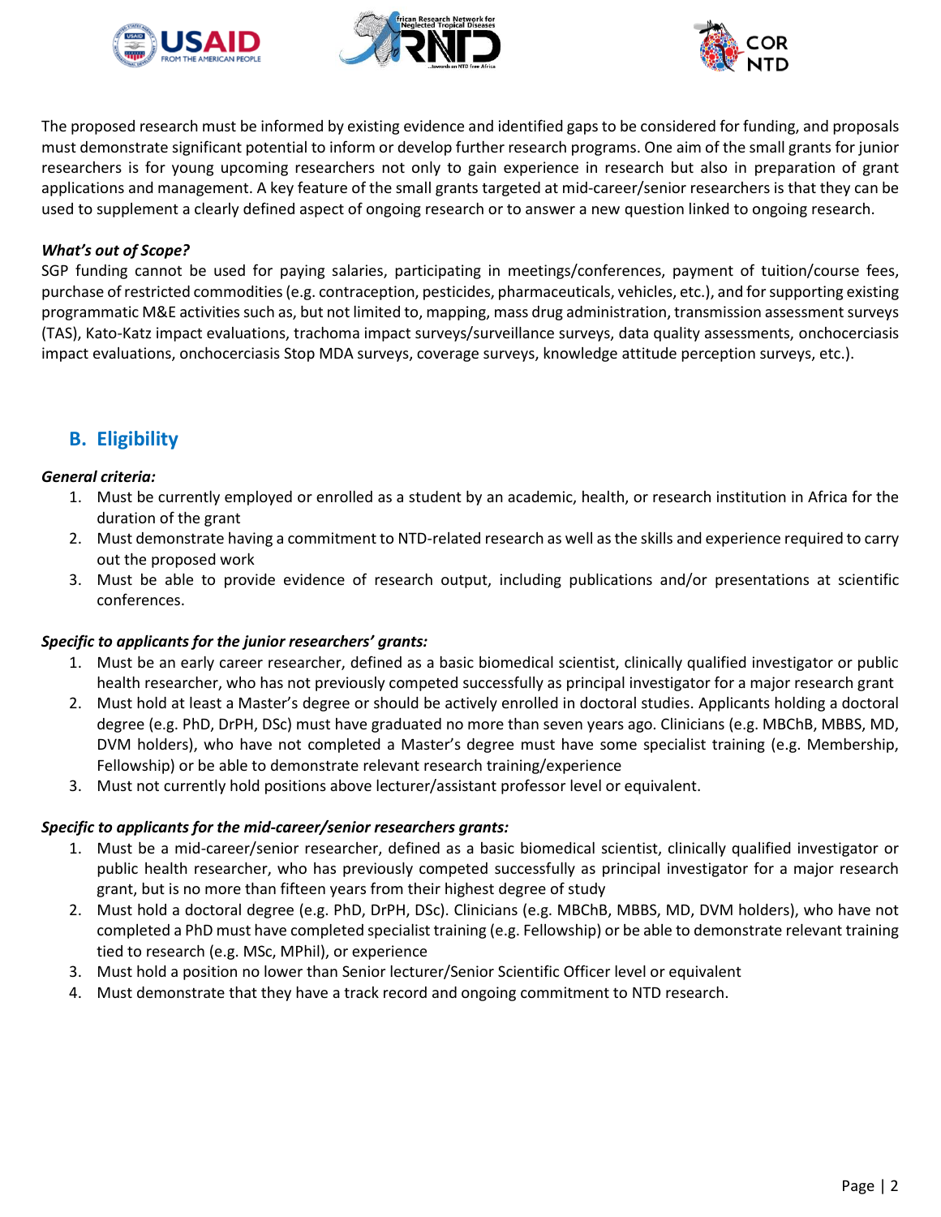The proposed research must be informed by existing evidence and identified gaps to be considered for funding, and proposals must demonstrate significant potential to inform or develop further research programs. One aim of the small grants for junior researchers is for young upcoming researchers not only to gain experience in research but also in preparation of grant applications and management. A key feature of the small grants targeted at mid-career/senior researchers is that they can be used to supplement a clearly defined aspect of ongoing research or to answer a new question linked to ongoing research.

***What's out of Scope?***

SGP funding cannot be used for paying salaries, participating in meetings/conferences, payment of tuition/course fees, purchase of restricted commodities (e.g. contraception, pesticides, pharmaceuticals, vehicles, etc.), and for supporting existing programmatic M&E activities such as, but not limited to, mapping, mass drug administration, transmission assessment surveys (TAS), Kato-Katz impact evaluations, trachoma impact surveys/surveillance surveys, data quality assessments, onchocerciasis impact evaluations, onchocerciasis Stop MDA surveys, coverage surveys, knowledge attitude perception surveys, etc.).

## B. Eligibility

***General criteria:***

1. Must be currently employed or enrolled as a student by an academic, health, or research institution in Africa for the duration of the grant
2. Must demonstrate having a commitment to NTD-related research as well as the skills and experience required to carry out the proposed work
3. Must be able to provide evidence of research output, including publications and/or presentations at scientific conferences.

***Specific to applicants for the junior researchers' grants:***

1. Must be an early career researcher, defined as a basic biomedical scientist, clinically qualified investigator or public health researcher, who has not previously competed successfully as principal investigator for a major research grant
2. Must hold at least a Master's degree or should be actively enrolled in doctoral studies. Applicants holding a doctoral degree (e.g. PhD, DrPH, DSc) must have graduated no more than seven years ago. Clinicians (e.g. MBChB, MBBS, MD, DVM holders), who have not completed a Master's degree must have some specialist training (e.g. Membership, Fellowship) or be able to demonstrate relevant research training/experience
3. Must not currently hold positions above lecturer/assistant professor level or equivalent.

***Specific to applicants for the mid-career/senior researchers grants:***

1. Must be a mid-career/senior researcher, defined as a basic biomedical scientist, clinically qualified investigator or public health researcher, who has previously competed successfully as principal investigator for a major research grant, but is no more than fifteen years from their highest degree of study
2. Must hold a doctoral degree (e.g. PhD, DrPH, DSc). Clinicians (e.g. MBChB, MBBS, MD, DVM holders), who have not completed a PhD must have completed specialist training (e.g. Fellowship) or be able to demonstrate relevant training tied to research (e.g. MSc, MPhil), or experience
3. Must hold a position no lower than Senior lecturer/Senior Scientific Officer level or equivalent
4. Must demonstrate that they have a track record and ongoing commitment to NTD research.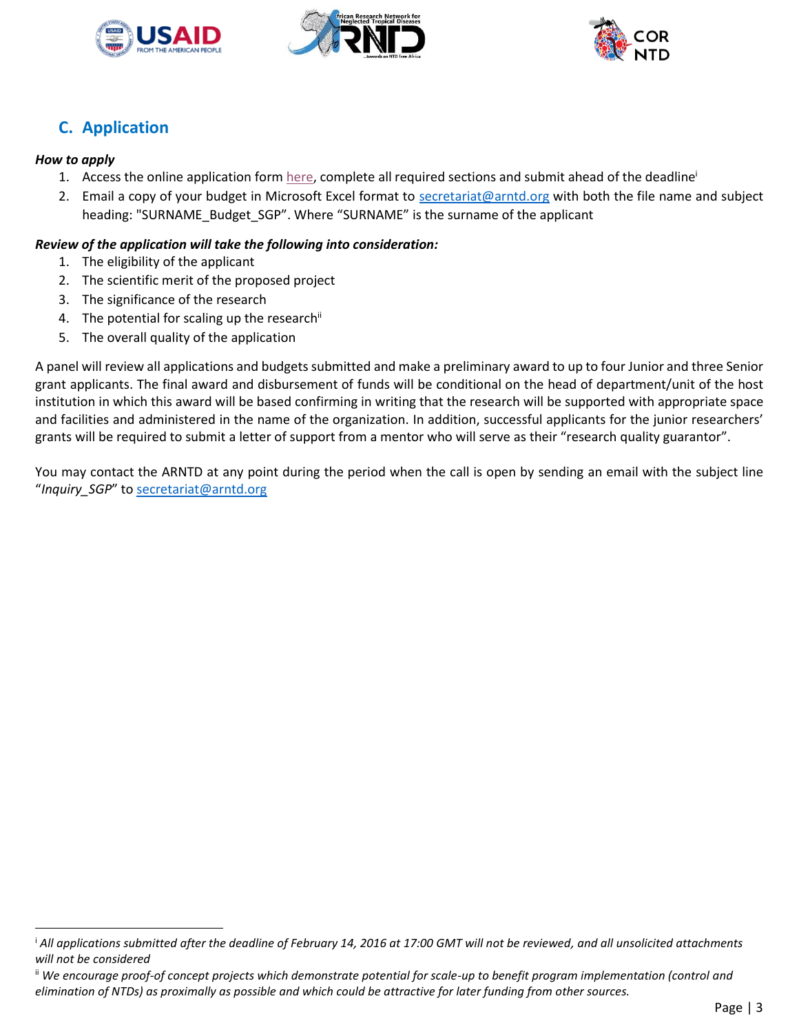## C. Application

***How to apply***

1. Access the online application form here, complete all required sections and submit ahead of the deadline[i]
2. Email a copy of your budget in Microsoft Excel format to secretariat@arntd.org with both the file name and subject heading: "SURNAME_Budget_SGP". Where "SURNAME" is the surname of the applicant

***Review of the application will take the following into consideration:***

1. The eligibility of the applicant
2. The scientific merit of the proposed project
3. The significance of the research
4. The potential for scaling up the research[ii]
5. The overall quality of the application

A panel will review all applications and budgets submitted and make a preliminary award to up to four Junior and three Senior grant applicants. The final award and disbursement of funds will be conditional on the head of department/unit of the host institution in which this award will be based confirming in writing that the research will be supported with appropriate space and facilities and administered in the name of the organization. In addition, successful applicants for the junior researchers' grants will be required to submit a letter of support from a mentor who will serve as their "research quality guarantor".

You may contact the ARNTD at any point during the period when the call is open by sending an email with the subject line "*Inquiry_SGP*" to secretariat@arntd.org

---

[i] *All applications submitted after the deadline of February 14, 2016 at 17:00 GMT will not be reviewed, and all unsolicited attachments will not be considered*

[ii] *We encourage proof-of concept projects which demonstrate potential for scale-up to benefit program implementation (control and elimination of NTDs) as proximally as possible and which could be attractive for later funding from other sources.*